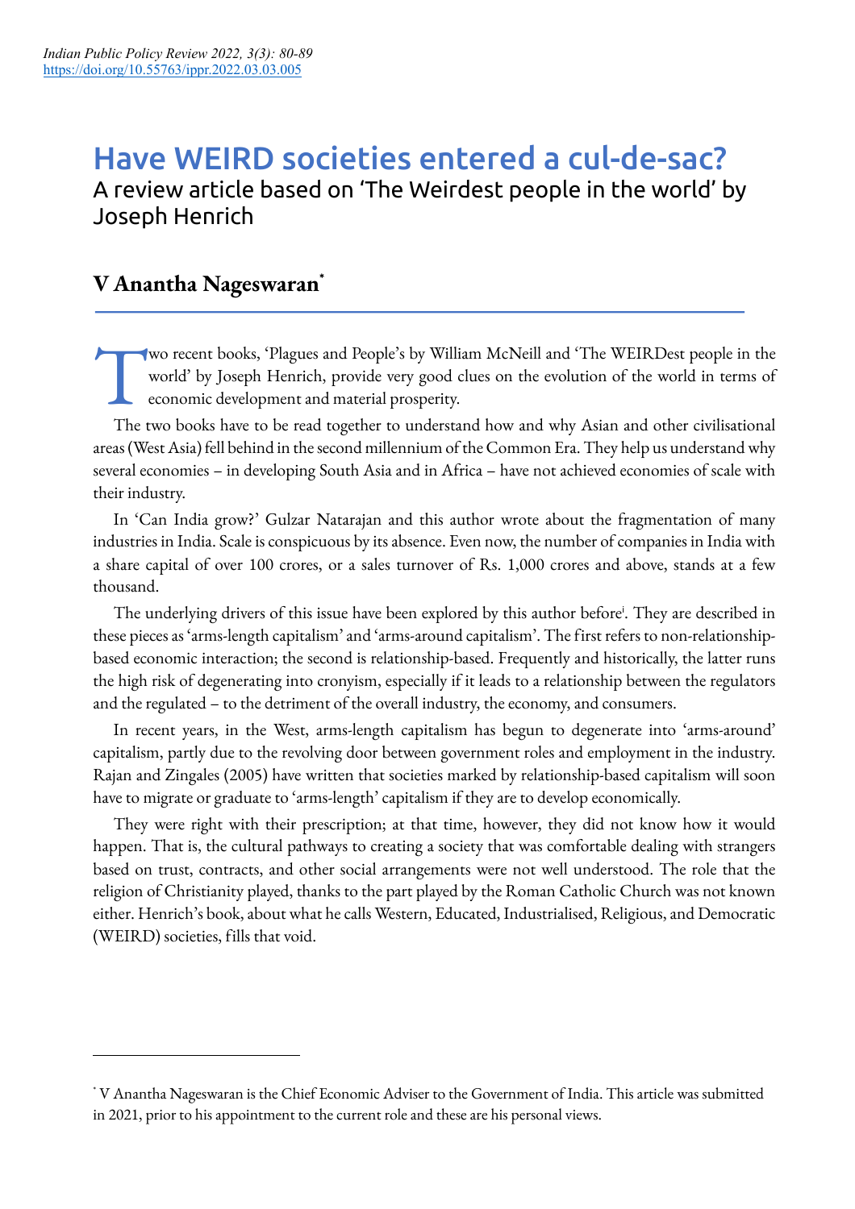# Have WEIRD societies entered a cul-de-sac?

## A review article based on 'The Weirdest people in the world' by Joseph Henrich

### V Anantha Nageswaran*

Two recent books, 'Plagues and People's by William McNeill and 'The WEIRDest people in the world' by Joseph Henrich, provide very good clues on the evolution of the world in terms of economic development and material prosperity.

The two books have to be read together to understand how and why Asian and other civilisational areas (West Asia) fell behind in the second millennium of the Common Era. They help us understand why several economies – in developing South Asia and in Africa – have not achieved economies of scale with their industry.

In 'Can India grow?' Gulzar Natarajan and this author wrote about the fragmentation of many industries in India. Scale is conspicuous by its absence. Even now, the number of companies in India with a share capital of over 100 crores, or a sales turnover of Rs. 1,000 crores and above, stands at a few thousand.

The underlying drivers of this issue have been explored by this author before[i]. They are described in these pieces as 'arms-length capitalism' and 'arms-around capitalism'. The first refers to non-relationship-based economic interaction; the second is relationship-based. Frequently and historically, the latter runs the high risk of degenerating into cronyism, especially if it leads to a relationship between the regulators and the regulated – to the detriment of the overall industry, the economy, and consumers.

In recent years, in the West, arms-length capitalism has begun to degenerate into 'arms-around' capitalism, partly due to the revolving door between government roles and employment in the industry. Rajan and Zingales (2005) have written that societies marked by relationship-based capitalism will soon have to migrate or graduate to 'arms-length' capitalism if they are to develop economically.

They were right with their prescription; at that time, however, they did not know how it would happen. That is, the cultural pathways to creating a society that was comfortable dealing with strangers based on trust, contracts, and other social arrangements were not well understood. The role that the religion of Christianity played, thanks to the part played by the Roman Catholic Church was not known either. Henrich's book, about what he calls Western, Educated, Industrialised, Religious, and Democratic (WEIRD) societies, fills that void.

---

* V Anantha Nageswaran is the Chief Economic Adviser to the Government of India. This article was submitted in 2021, prior to his appointment to the current role and these are his personal views.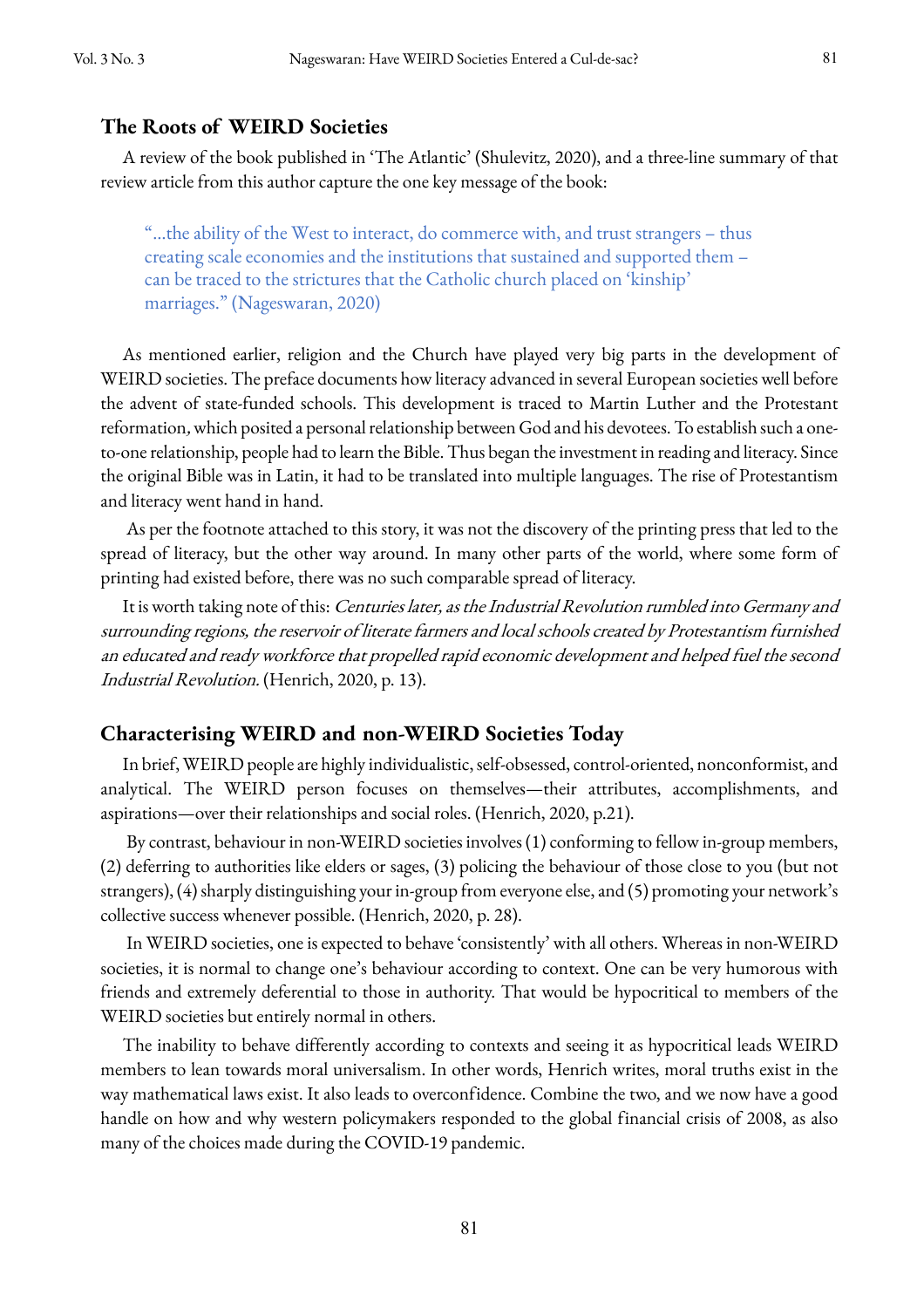## The Roots of WEIRD Societies

A review of the book published in 'The Atlantic' (Shulevitz, 2020), and a three-line summary of that review article from this author capture the one key message of the book:

> "...the ability of the West to interact, do commerce with, and trust strangers – thus creating scale economies and the institutions that sustained and supported them – can be traced to the strictures that the Catholic church placed on 'kinship' marriages." (Nageswaran, 2020)

As mentioned earlier, religion and the Church have played very big parts in the development of WEIRD societies. The preface documents how literacy advanced in several European societies well before the advent of state-funded schools. This development is traced to Martin Luther and the Protestant reformation, which posited a personal relationship between God and his devotees. To establish such a one-to-one relationship, people had to learn the Bible. Thus began the investment in reading and literacy. Since the original Bible was in Latin, it had to be translated into multiple languages. The rise of Protestantism and literacy went hand in hand.

As per the footnote attached to this story, it was not the discovery of the printing press that led to the spread of literacy, but the other way around. In many other parts of the world, where some form of printing had existed before, there was no such comparable spread of literacy.

It is worth taking note of this: *Centuries later, as the Industrial Revolution rumbled into Germany and surrounding regions, the reservoir of literate farmers and local schools created by Protestantism furnished an educated and ready workforce that propelled rapid economic development and helped fuel the second Industrial Revolution.* (Henrich, 2020, p. 13).

## Characterising WEIRD and non-WEIRD Societies Today

In brief, WEIRD people are highly individualistic, self-obsessed, control-oriented, nonconformist, and analytical. The WEIRD person focuses on themselves—their attributes, accomplishments, and aspirations—over their relationships and social roles. (Henrich, 2020, p.21).

By contrast, behaviour in non-WEIRD societies involves (1) conforming to fellow in-group members, (2) deferring to authorities like elders or sages, (3) policing the behaviour of those close to you (but not strangers), (4) sharply distinguishing your in-group from everyone else, and (5) promoting your network's collective success whenever possible. (Henrich, 2020, p. 28).

In WEIRD societies, one is expected to behave 'consistently' with all others. Whereas in non-WEIRD societies, it is normal to change one's behaviour according to context. One can be very humorous with friends and extremely deferential to those in authority. That would be hypocritical to members of the WEIRD societies but entirely normal in others.

The inability to behave differently according to contexts and seeing it as hypocritical leads WEIRD members to lean towards moral universalism. In other words, Henrich writes, moral truths exist in the way mathematical laws exist. It also leads to overconfidence. Combine the two, and we now have a good handle on how and why western policymakers responded to the global financial crisis of 2008, as also many of the choices made during the COVID-19 pandemic.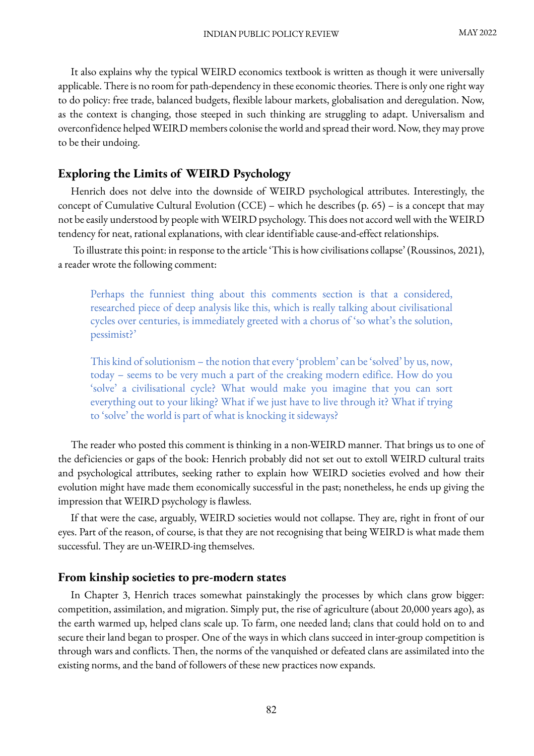It also explains why the typical WEIRD economics textbook is written as though it were universally applicable. There is no room for path-dependency in these economic theories. There is only one right way to do policy: free trade, balanced budgets, flexible labour markets, globalisation and deregulation. Now, as the context is changing, those steeped in such thinking are struggling to adapt. Universalism and overconfidence helped WEIRD members colonise the world and spread their word. Now, they may prove to be their undoing.

## Exploring the Limits of WEIRD Psychology

Henrich does not delve into the downside of WEIRD psychological attributes. Interestingly, the concept of Cumulative Cultural Evolution (CCE) – which he describes (p. 65) – is a concept that may not be easily understood by people with WEIRD psychology. This does not accord well with the WEIRD tendency for neat, rational explanations, with clear identifiable cause-and-effect relationships.

To illustrate this point: in response to the article 'This is how civilisations collapse' (Roussinos, 2021), a reader wrote the following comment:

> Perhaps the funniest thing about this comments section is that a considered, researched piece of deep analysis like this, which is really talking about civilisational cycles over centuries, is immediately greeted with a chorus of 'so what's the solution, pessimist?'
>
> This kind of solutionism – the notion that every 'problem' can be 'solved' by us, now, today – seems to be very much a part of the creaking modern edifice. How do you 'solve' a civilisational cycle? What would make you imagine that you can sort everything out to your liking? What if we just have to live through it? What if trying to 'solve' the world is part of what is knocking it sideways?

The reader who posted this comment is thinking in a non-WEIRD manner. That brings us to one of the deficiencies or gaps of the book: Henrich probably did not set out to extoll WEIRD cultural traits and psychological attributes, seeking rather to explain how WEIRD societies evolved and how their evolution might have made them economically successful in the past; nonetheless, he ends up giving the impression that WEIRD psychology is flawless.

If that were the case, arguably, WEIRD societies would not collapse. They are, right in front of our eyes. Part of the reason, of course, is that they are not recognising that being WEIRD is what made them successful. They are un-WEIRD-ing themselves.

## From kinship societies to pre-modern states

In Chapter 3, Henrich traces somewhat painstakingly the processes by which clans grow bigger: competition, assimilation, and migration. Simply put, the rise of agriculture (about 20,000 years ago), as the earth warmed up, helped clans scale up. To farm, one needed land; clans that could hold on to and secure their land began to prosper. One of the ways in which clans succeed in inter-group competition is through wars and conflicts. Then, the norms of the vanquished or defeated clans are assimilated into the existing norms, and the band of followers of these new practices now expands.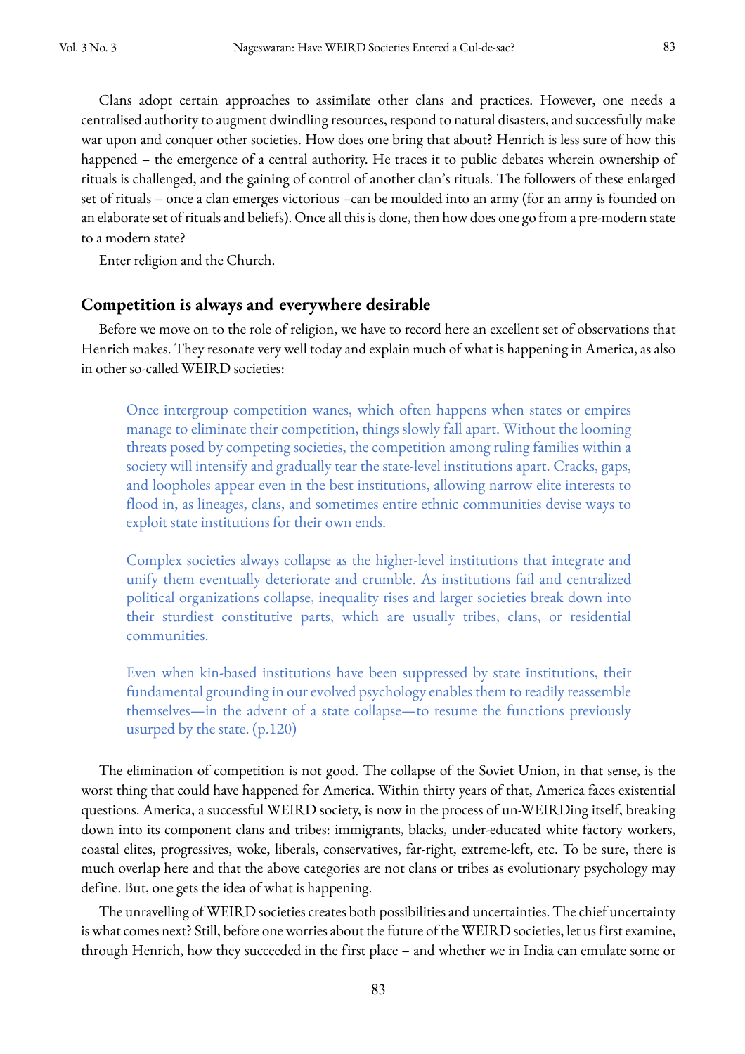Clans adopt certain approaches to assimilate other clans and practices. However, one needs a centralised authority to augment dwindling resources, respond to natural disasters, and successfully make war upon and conquer other societies. How does one bring that about? Henrich is less sure of how this happened – the emergence of a central authority. He traces it to public debates wherein ownership of rituals is challenged, and the gaining of control of another clan's rituals. The followers of these enlarged set of rituals – once a clan emerges victorious –can be moulded into an army (for an army is founded on an elaborate set of rituals and beliefs). Once all this is done, then how does one go from a pre-modern state to a modern state?

Enter religion and the Church.

## Competition is always and everywhere desirable

Before we move on to the role of religion, we have to record here an excellent set of observations that Henrich makes. They resonate very well today and explain much of what is happening in America, as also in other so-called WEIRD societies:

> Once intergroup competition wanes, which often happens when states or empires manage to eliminate their competition, things slowly fall apart. Without the looming threats posed by competing societies, the competition among ruling families within a society will intensify and gradually tear the state-level institutions apart. Cracks, gaps, and loopholes appear even in the best institutions, allowing narrow elite interests to flood in, as lineages, clans, and sometimes entire ethnic communities devise ways to exploit state institutions for their own ends.
>
> Complex societies always collapse as the higher-level institutions that integrate and unify them eventually deteriorate and crumble. As institutions fail and centralized political organizations collapse, inequality rises and larger societies break down into their sturdiest constitutive parts, which are usually tribes, clans, or residential communities.
>
> Even when kin-based institutions have been suppressed by state institutions, their fundamental grounding in our evolved psychology enables them to readily reassemble themselves—in the advent of a state collapse—to resume the functions previously usurped by the state. (p.120)

The elimination of competition is not good. The collapse of the Soviet Union, in that sense, is the worst thing that could have happened for America. Within thirty years of that, America faces existential questions. America, a successful WEIRD society, is now in the process of un-WEIRDing itself, breaking down into its component clans and tribes: immigrants, blacks, under-educated white factory workers, coastal elites, progressives, woke, liberals, conservatives, far-right, extreme-left, etc. To be sure, there is much overlap here and that the above categories are not clans or tribes as evolutionary psychology may define. But, one gets the idea of what is happening.

The unravelling of WEIRD societies creates both possibilities and uncertainties. The chief uncertainty is what comes next? Still, before one worries about the future of the WEIRD societies, let us first examine, through Henrich, how they succeeded in the first place – and whether we in India can emulate some or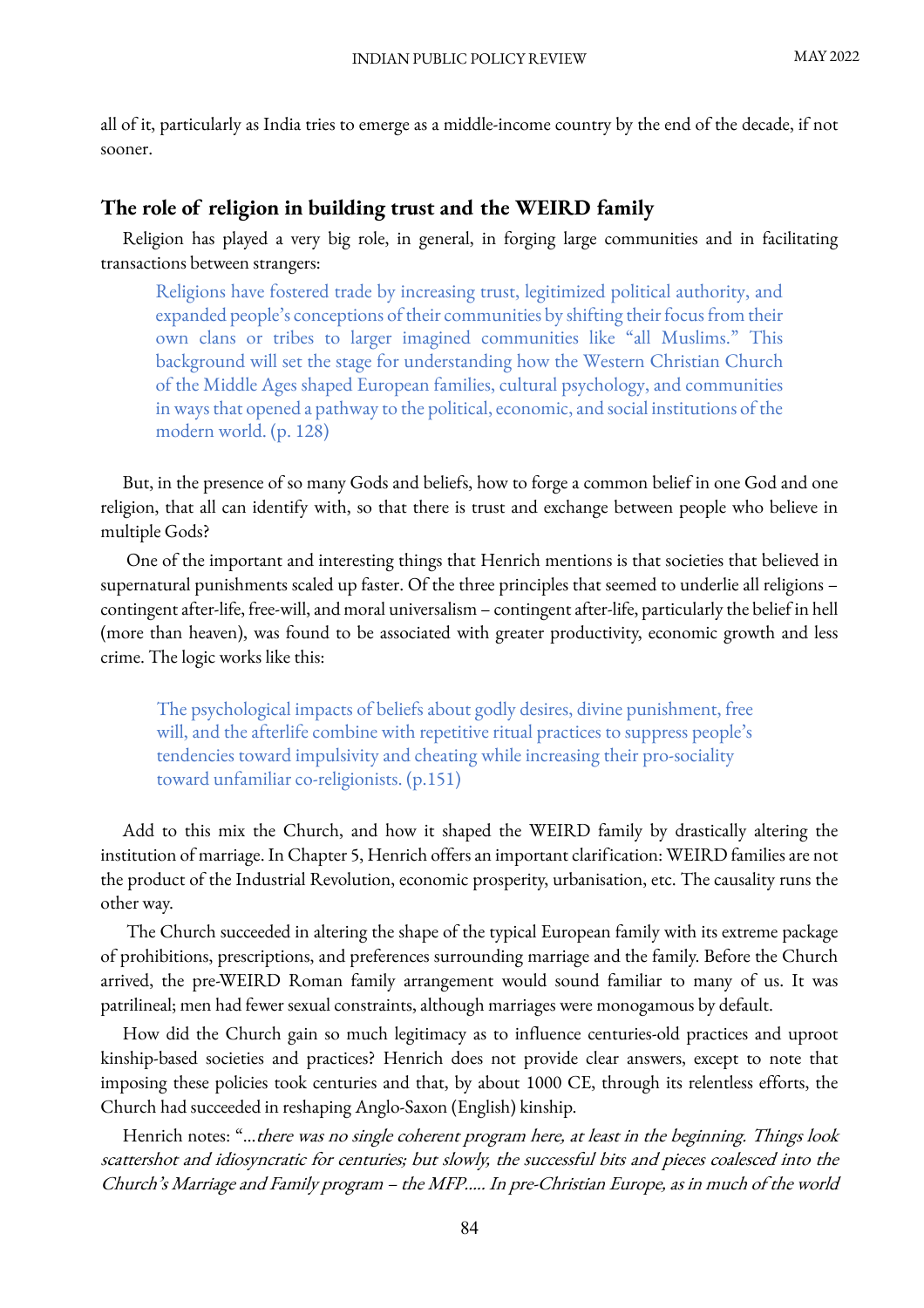all of it, particularly as India tries to emerge as a middle-income country by the end of the decade, if not sooner.

## The role of religion in building trust and the WEIRD family

Religion has played a very big role, in general, in forging large communities and in facilitating transactions between strangers:

> Religions have fostered trade by increasing trust, legitimized political authority, and expanded people's conceptions of their communities by shifting their focus from their own clans or tribes to larger imagined communities like "all Muslims." This background will set the stage for understanding how the Western Christian Church of the Middle Ages shaped European families, cultural psychology, and communities in ways that opened a pathway to the political, economic, and social institutions of the modern world. (p. 128)

But, in the presence of so many Gods and beliefs, how to forge a common belief in one God and one religion, that all can identify with, so that there is trust and exchange between people who believe in multiple Gods?

One of the important and interesting things that Henrich mentions is that societies that believed in supernatural punishments scaled up faster. Of the three principles that seemed to underlie all religions – contingent after-life, free-will, and moral universalism – contingent after-life, particularly the belief in hell (more than heaven), was found to be associated with greater productivity, economic growth and less crime. The logic works like this:

> The psychological impacts of beliefs about godly desires, divine punishment, free will, and the afterlife combine with repetitive ritual practices to suppress people's tendencies toward impulsivity and cheating while increasing their pro-sociality toward unfamiliar co-religionists. (p.151)

Add to this mix the Church, and how it shaped the WEIRD family by drastically altering the institution of marriage. In Chapter 5, Henrich offers an important clarification: WEIRD families are not the product of the Industrial Revolution, economic prosperity, urbanisation, etc. The causality runs the other way.

The Church succeeded in altering the shape of the typical European family with its extreme package of prohibitions, prescriptions, and preferences surrounding marriage and the family. Before the Church arrived, the pre-WEIRD Roman family arrangement would sound familiar to many of us. It was patrilineal; men had fewer sexual constraints, although marriages were monogamous by default.

How did the Church gain so much legitimacy as to influence centuries-old practices and uproot kinship-based societies and practices? Henrich does not provide clear answers, except to note that imposing these policies took centuries and that, by about 1000 CE, through its relentless efforts, the Church had succeeded in reshaping Anglo-Saxon (English) kinship.

Henrich notes: "*...there was no single coherent program here, at least in the beginning. Things look scattershot and idiosyncratic for centuries; but slowly, the successful bits and pieces coalesced into the Church's Marriage and Family program – the MFP..... In pre-Christian Europe, as in much of the world*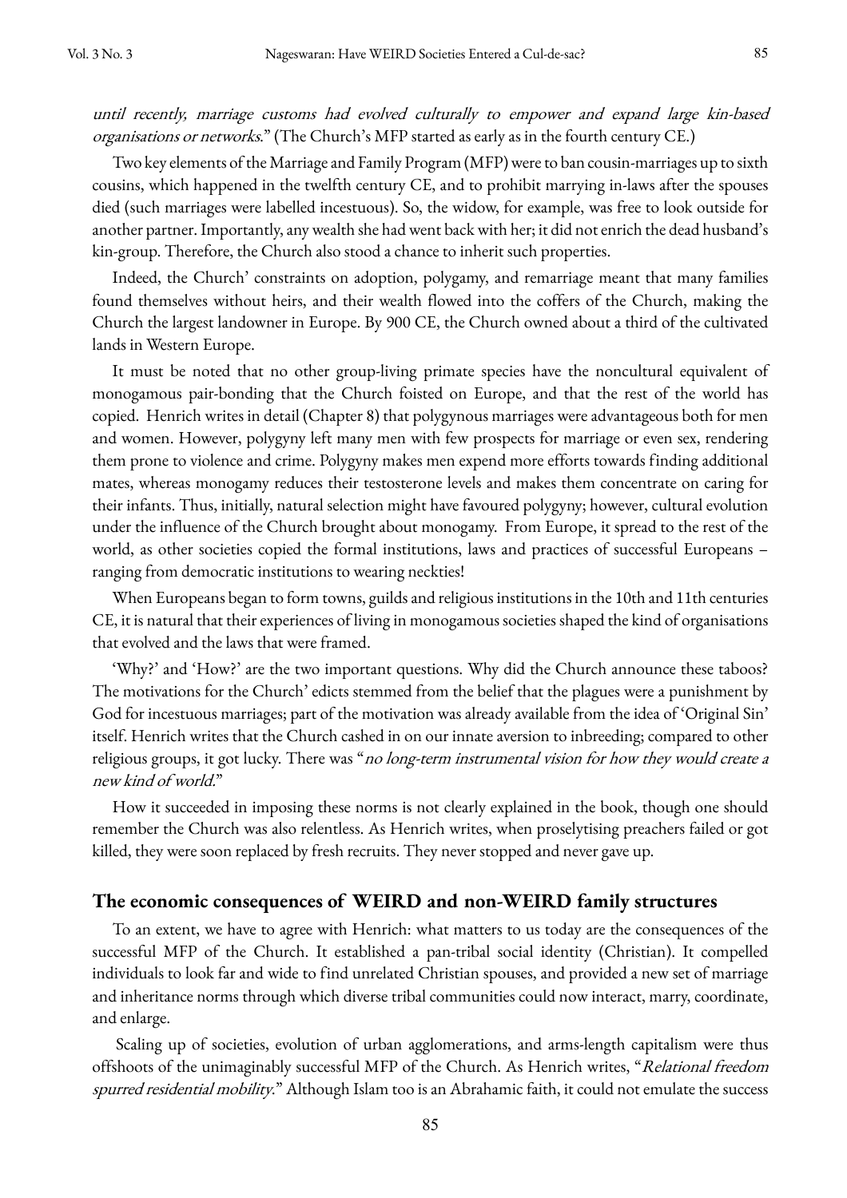*until recently, marriage customs had evolved culturally to empower and expand large kin-based organisations or networks*." (The Church's MFP started as early as in the fourth century CE.)

Two key elements of the Marriage and Family Program (MFP) were to ban cousin-marriages up to sixth cousins, which happened in the twelfth century CE, and to prohibit marrying in-laws after the spouses died (such marriages were labelled incestuous). So, the widow, for example, was free to look outside for another partner. Importantly, any wealth she had went back with her; it did not enrich the dead husband's kin-group. Therefore, the Church also stood a chance to inherit such properties.

Indeed, the Church' constraints on adoption, polygamy, and remarriage meant that many families found themselves without heirs, and their wealth flowed into the coffers of the Church, making the Church the largest landowner in Europe. By 900 CE, the Church owned about a third of the cultivated lands in Western Europe.

It must be noted that no other group-living primate species have the noncultural equivalent of monogamous pair-bonding that the Church foisted on Europe, and that the rest of the world has copied. Henrich writes in detail (Chapter 8) that polygynous marriages were advantageous both for men and women. However, polygyny left many men with few prospects for marriage or even sex, rendering them prone to violence and crime. Polygyny makes men expend more efforts towards finding additional mates, whereas monogamy reduces their testosterone levels and makes them concentrate on caring for their infants. Thus, initially, natural selection might have favoured polygyny; however, cultural evolution under the influence of the Church brought about monogamy. From Europe, it spread to the rest of the world, as other societies copied the formal institutions, laws and practices of successful Europeans – ranging from democratic institutions to wearing neckties!

When Europeans began to form towns, guilds and religious institutions in the 10th and 11th centuries CE, it is natural that their experiences of living in monogamous societies shaped the kind of organisations that evolved and the laws that were framed.

'Why?' and 'How?' are the two important questions. Why did the Church announce these taboos? The motivations for the Church' edicts stemmed from the belief that the plagues were a punishment by God for incestuous marriages; part of the motivation was already available from the idea of 'Original Sin' itself. Henrich writes that the Church cashed in on our innate aversion to inbreeding; compared to other religious groups, it got lucky. There was "*no long-term instrumental vision for how they would create a new kind of world*."

How it succeeded in imposing these norms is not clearly explained in the book, though one should remember the Church was also relentless. As Henrich writes, when proselytising preachers failed or got killed, they were soon replaced by fresh recruits. They never stopped and never gave up.

## The economic consequences of WEIRD and non-WEIRD family structures

To an extent, we have to agree with Henrich: what matters to us today are the consequences of the successful MFP of the Church. It established a pan-tribal social identity (Christian). It compelled individuals to look far and wide to find unrelated Christian spouses, and provided a new set of marriage and inheritance norms through which diverse tribal communities could now interact, marry, coordinate, and enlarge.

Scaling up of societies, evolution of urban agglomerations, and arms-length capitalism were thus offshoots of the unimaginably successful MFP of the Church. As Henrich writes, "*Relational freedom spurred residential mobility*." Although Islam too is an Abrahamic faith, it could not emulate the success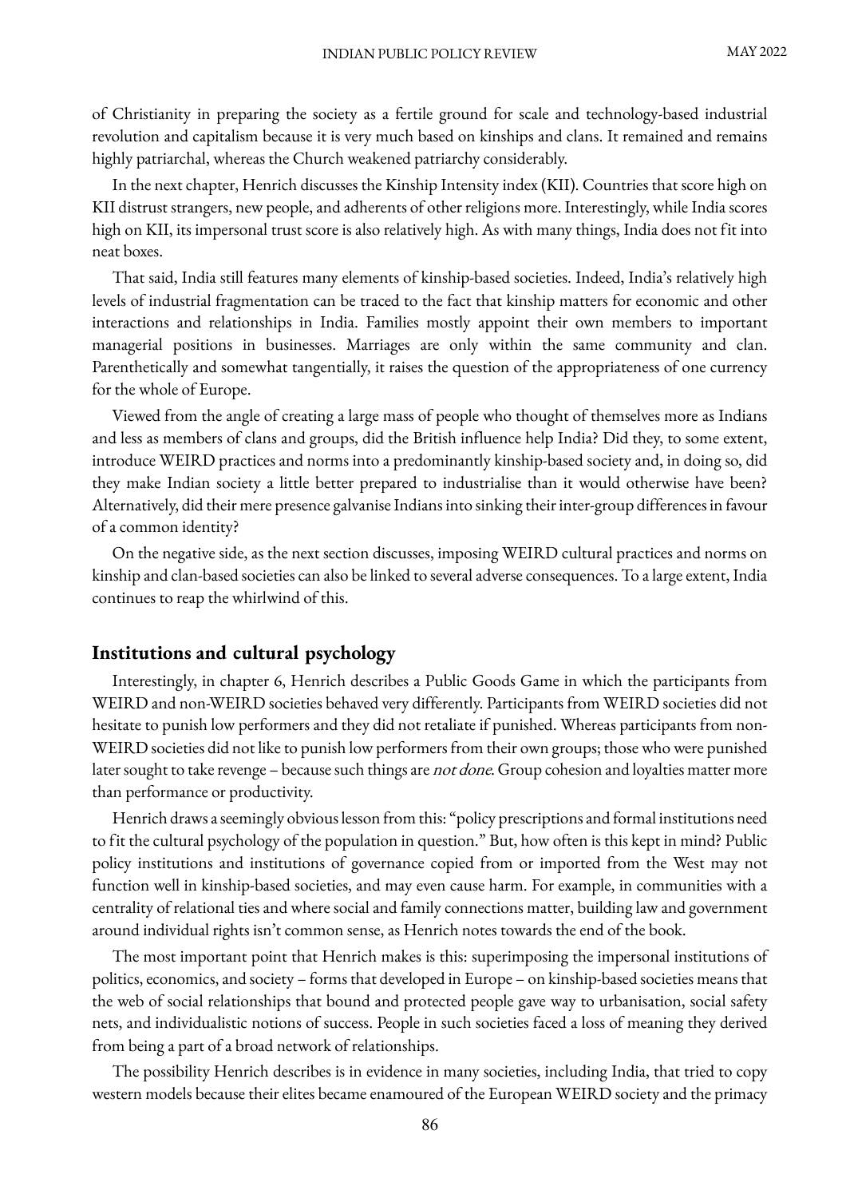of Christianity in preparing the society as a fertile ground for scale and technology-based industrial revolution and capitalism because it is very much based on kinships and clans. It remained and remains highly patriarchal, whereas the Church weakened patriarchy considerably.

In the next chapter, Henrich discusses the Kinship Intensity index (KII). Countries that score high on KII distrust strangers, new people, and adherents of other religions more. Interestingly, while India scores high on KII, its impersonal trust score is also relatively high. As with many things, India does not fit into neat boxes.

That said, India still features many elements of kinship-based societies. Indeed, India's relatively high levels of industrial fragmentation can be traced to the fact that kinship matters for economic and other interactions and relationships in India. Families mostly appoint their own members to important managerial positions in businesses. Marriages are only within the same community and clan. Parenthetically and somewhat tangentially, it raises the question of the appropriateness of one currency for the whole of Europe.

Viewed from the angle of creating a large mass of people who thought of themselves more as Indians and less as members of clans and groups, did the British influence help India? Did they, to some extent, introduce WEIRD practices and norms into a predominantly kinship-based society and, in doing so, did they make Indian society a little better prepared to industrialise than it would otherwise have been? Alternatively, did their mere presence galvanise Indians into sinking their inter-group differences in favour of a common identity?

On the negative side, as the next section discusses, imposing WEIRD cultural practices and norms on kinship and clan-based societies can also be linked to several adverse consequences. To a large extent, India continues to reap the whirlwind of this.

## Institutions and cultural psychology

Interestingly, in chapter 6, Henrich describes a Public Goods Game in which the participants from WEIRD and non-WEIRD societies behaved very differently. Participants from WEIRD societies did not hesitate to punish low performers and they did not retaliate if punished. Whereas participants from non-WEIRD societies did not like to punish low performers from their own groups; those who were punished later sought to take revenge – because such things are *not done*. Group cohesion and loyalties matter more than performance or productivity.

Henrich draws a seemingly obvious lesson from this: "policy prescriptions and formal institutions need to fit the cultural psychology of the population in question." But, how often is this kept in mind? Public policy institutions and institutions of governance copied from or imported from the West may not function well in kinship-based societies, and may even cause harm. For example, in communities with a centrality of relational ties and where social and family connections matter, building law and government around individual rights isn't common sense, as Henrich notes towards the end of the book.

The most important point that Henrich makes is this: superimposing the impersonal institutions of politics, economics, and society – forms that developed in Europe – on kinship-based societies means that the web of social relationships that bound and protected people gave way to urbanisation, social safety nets, and individualistic notions of success. People in such societies faced a loss of meaning they derived from being a part of a broad network of relationships.

The possibility Henrich describes is in evidence in many societies, including India, that tried to copy western models because their elites became enamoured of the European WEIRD society and the primacy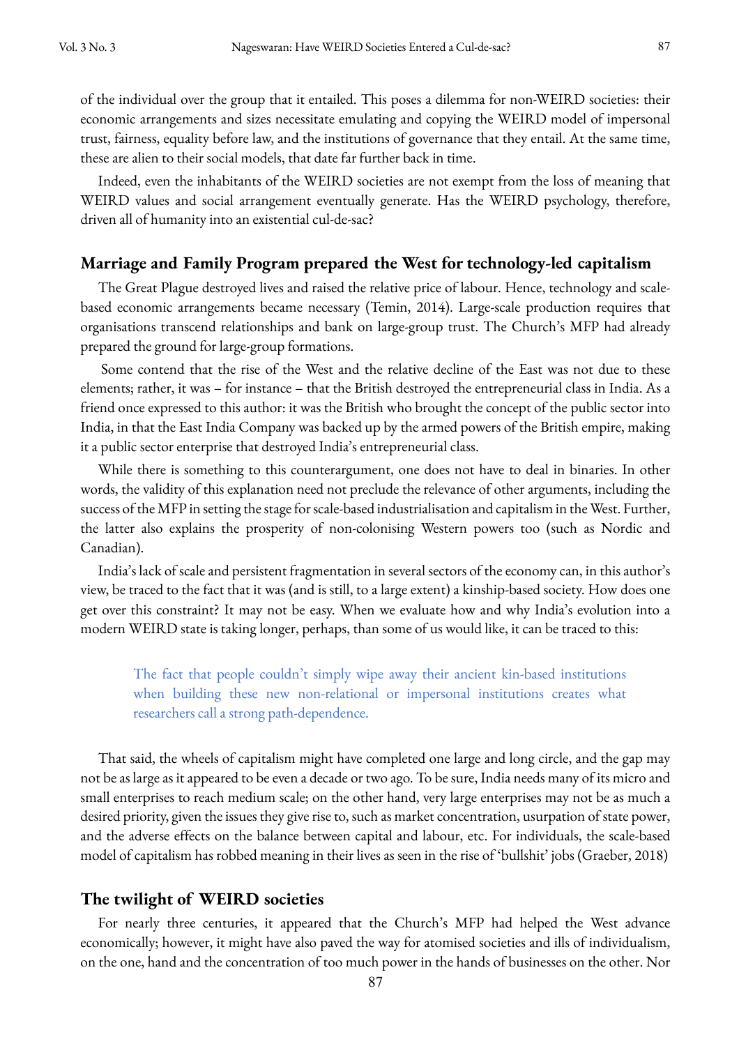of the individual over the group that it entailed. This poses a dilemma for non-WEIRD societies: their economic arrangements and sizes necessitate emulating and copying the WEIRD model of impersonal trust, fairness, equality before law, and the institutions of governance that they entail. At the same time, these are alien to their social models, that date far further back in time.

Indeed, even the inhabitants of the WEIRD societies are not exempt from the loss of meaning that WEIRD values and social arrangement eventually generate. Has the WEIRD psychology, therefore, driven all of humanity into an existential cul-de-sac?

## Marriage and Family Program prepared the West for technology-led capitalism

The Great Plague destroyed lives and raised the relative price of labour. Hence, technology and scale-based economic arrangements became necessary (Temin, 2014). Large-scale production requires that organisations transcend relationships and bank on large-group trust. The Church's MFP had already prepared the ground for large-group formations.

Some contend that the rise of the West and the relative decline of the East was not due to these elements; rather, it was – for instance – that the British destroyed the entrepreneurial class in India. As a friend once expressed to this author: it was the British who brought the concept of the public sector into India, in that the East India Company was backed up by the armed powers of the British empire, making it a public sector enterprise that destroyed India's entrepreneurial class.

While there is something to this counterargument, one does not have to deal in binaries. In other words, the validity of this explanation need not preclude the relevance of other arguments, including the success of the MFP in setting the stage for scale-based industrialisation and capitalism in the West. Further, the latter also explains the prosperity of non-colonising Western powers too (such as Nordic and Canadian).

India's lack of scale and persistent fragmentation in several sectors of the economy can, in this author's view, be traced to the fact that it was (and is still, to a large extent) a kinship-based society. How does one get over this constraint? It may not be easy. When we evaluate how and why India's evolution into a modern WEIRD state is taking longer, perhaps, than some of us would like, it can be traced to this:

> The fact that people couldn't simply wipe away their ancient kin-based institutions when building these new non-relational or impersonal institutions creates what researchers call a strong path-dependence.

That said, the wheels of capitalism might have completed one large and long circle, and the gap may not be as large as it appeared to be even a decade or two ago. To be sure, India needs many of its micro and small enterprises to reach medium scale; on the other hand, very large enterprises may not be as much a desired priority, given the issues they give rise to, such as market concentration, usurpation of state power, and the adverse effects on the balance between capital and labour, etc. For individuals, the scale-based model of capitalism has robbed meaning in their lives as seen in the rise of 'bullshit' jobs (Graeber, 2018)

## The twilight of WEIRD societies

For nearly three centuries, it appeared that the Church's MFP had helped the West advance economically; however, it might have also paved the way for atomised societies and ills of individualism, on the one, hand and the concentration of too much power in the hands of businesses on the other. Nor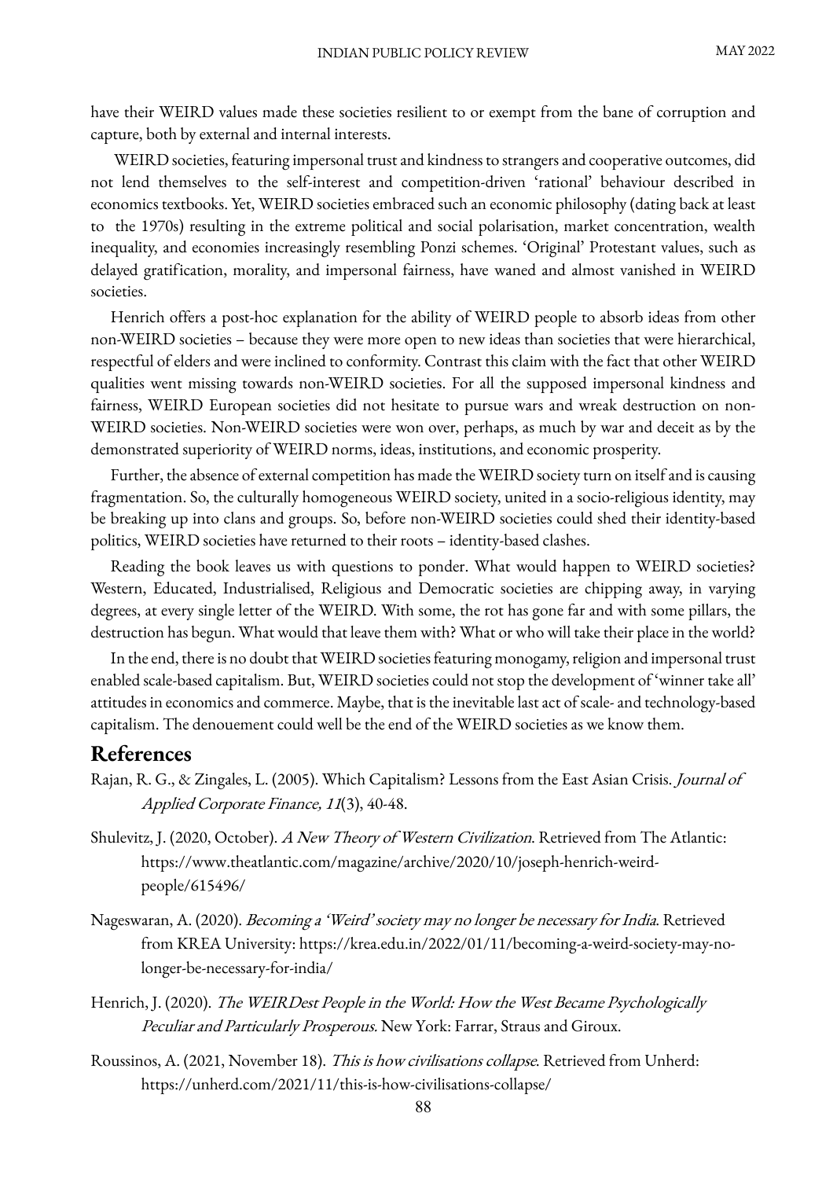have their WEIRD values made these societies resilient to or exempt from the bane of corruption and capture, both by external and internal interests.

WEIRD societies, featuring impersonal trust and kindness to strangers and cooperative outcomes, did not lend themselves to the self-interest and competition-driven 'rational' behaviour described in economics textbooks. Yet, WEIRD societies embraced such an economic philosophy (dating back at least to the 1970s) resulting in the extreme political and social polarisation, market concentration, wealth inequality, and economies increasingly resembling Ponzi schemes. 'Original' Protestant values, such as delayed gratification, morality, and impersonal fairness, have waned and almost vanished in WEIRD societies.

Henrich offers a post-hoc explanation for the ability of WEIRD people to absorb ideas from other non-WEIRD societies – because they were more open to new ideas than societies that were hierarchical, respectful of elders and were inclined to conformity. Contrast this claim with the fact that other WEIRD qualities went missing towards non-WEIRD societies. For all the supposed impersonal kindness and fairness, WEIRD European societies did not hesitate to pursue wars and wreak destruction on non-WEIRD societies. Non-WEIRD societies were won over, perhaps, as much by war and deceit as by the demonstrated superiority of WEIRD norms, ideas, institutions, and economic prosperity.

Further, the absence of external competition has made the WEIRD society turn on itself and is causing fragmentation. So, the culturally homogeneous WEIRD society, united in a socio-religious identity, may be breaking up into clans and groups. So, before non-WEIRD societies could shed their identity-based politics, WEIRD societies have returned to their roots – identity-based clashes.

Reading the book leaves us with questions to ponder. What would happen to WEIRD societies? Western, Educated, Industrialised, Religious and Democratic societies are chipping away, in varying degrees, at every single letter of the WEIRD. With some, the rot has gone far and with some pillars, the destruction has begun. What would that leave them with? What or who will take their place in the world?

In the end, there is no doubt that WEIRD societies featuring monogamy, religion and impersonal trust enabled scale-based capitalism. But, WEIRD societies could not stop the development of 'winner take all' attitudes in economics and commerce. Maybe, that is the inevitable last act of scale- and technology-based capitalism. The denouement could well be the end of the WEIRD societies as we know them.

## References

Rajan, R. G., & Zingales, L. (2005). Which Capitalism? Lessons from the East Asian Crisis. *Journal of Applied Corporate Finance, 11*(3), 40-48.

Shulevitz, J. (2020, October). *A New Theory of Western Civilization*. Retrieved from The Atlantic: https://www.theatlantic.com/magazine/archive/2020/10/joseph-henrich-weird-people/615496/

Nageswaran, A. (2020). *Becoming a 'Weird' society may no longer be necessary for India*. Retrieved from KREA University: https://krea.edu.in/2022/01/11/becoming-a-weird-society-may-no-longer-be-necessary-for-india/

Henrich, J. (2020). *The WEIRDest People in the World: How the West Became Psychologically Peculiar and Particularly Prosperous.* New York: Farrar, Straus and Giroux.

Roussinos, A. (2021, November 18). *This is how civilisations collapse*. Retrieved from Unherd: https://unherd.com/2021/11/this-is-how-civilisations-collapse/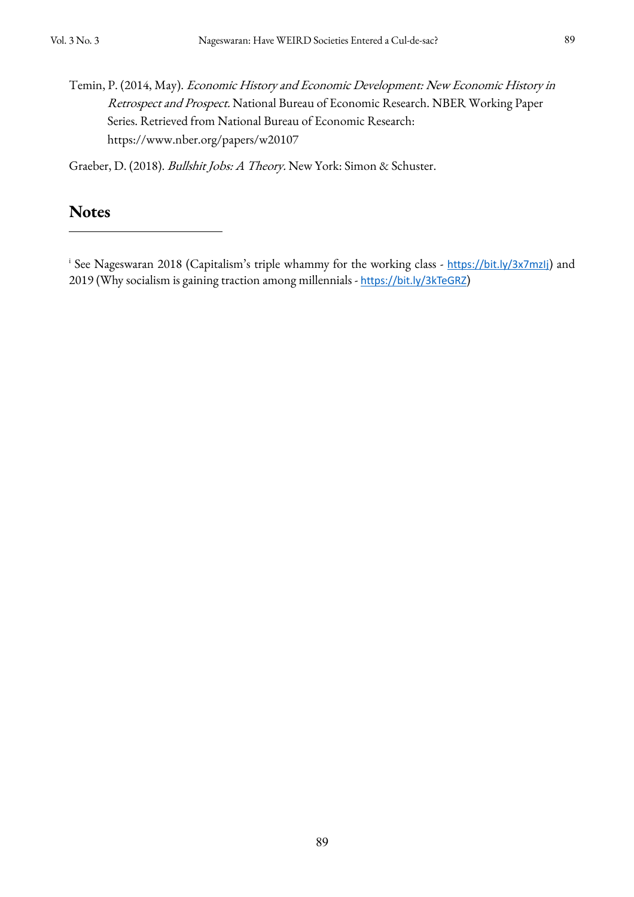Temin, P. (2014, May). *Economic History and Economic Development: New Economic History in Retrospect and Prospect.* National Bureau of Economic Research. NBER Working Paper Series. Retrieved from National Bureau of Economic Research: https://www.nber.org/papers/w20107

Graeber, D. (2018). *Bullshit Jobs: A Theory.* New York: Simon & Schuster.

## Notes

[i] See Nageswaran 2018 (Capitalism's triple whammy for the working class - https://bit.ly/3x7mzIj) and 2019 (Why socialism is gaining traction among millennials - https://bit.ly/3kTeGRZ)